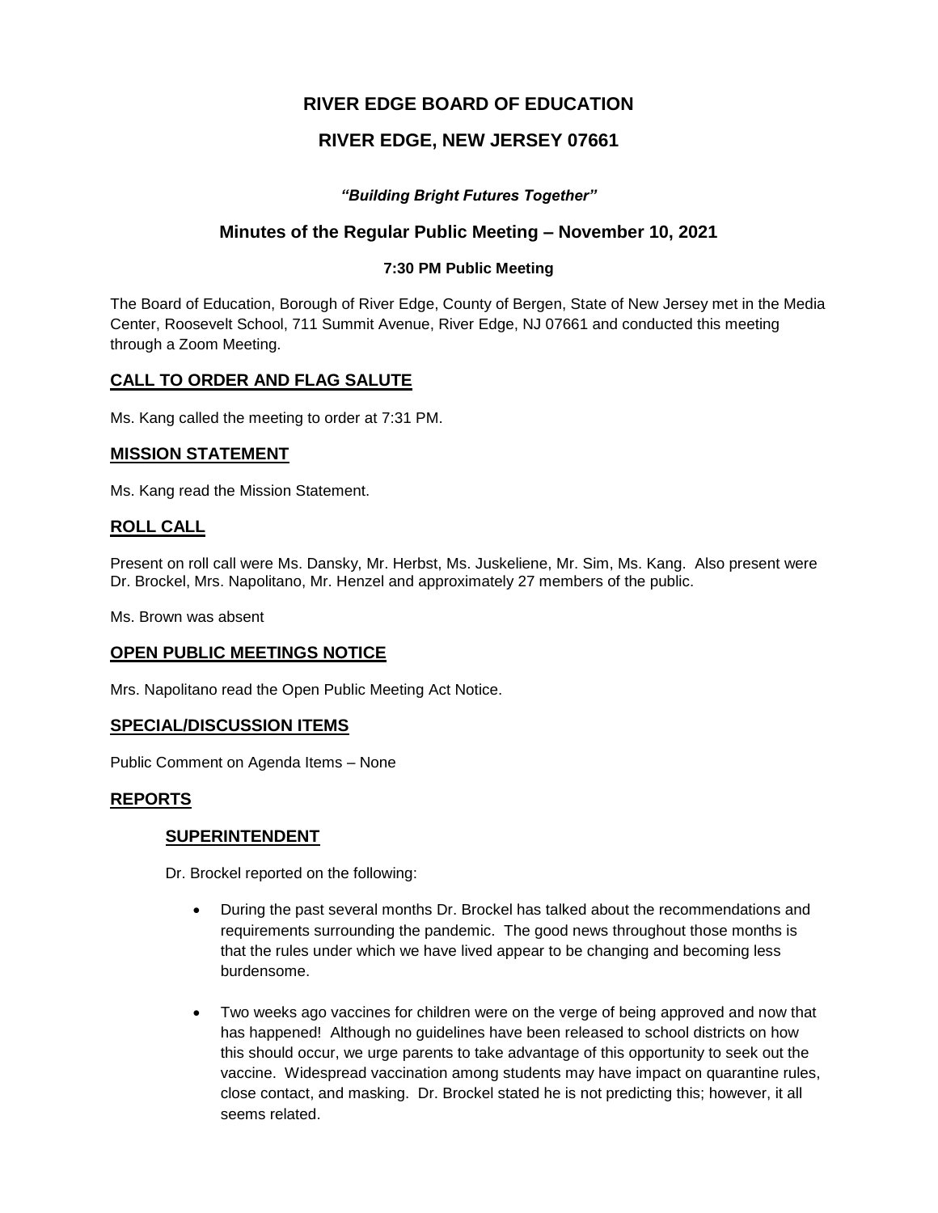# RIVER EDGE BOARD OF EDUCATION

# RIVER EDGE, NEW JERSEY 07661

***"Building Bright Futures Together"***

## Minutes of the Regular Public Meeting – November 10, 2021

**7:30 PM Public Meeting**

The Board of Education, Borough of River Edge, County of Bergen, State of New Jersey met in the Media Center, Roosevelt School, 711 Summit Avenue, River Edge, NJ 07661 and conducted this meeting through a Zoom Meeting.

## CALL TO ORDER AND FLAG SALUTE

Ms. Kang called the meeting to order at 7:31 PM.

## MISSION STATEMENT

Ms. Kang read the Mission Statement.

## ROLL CALL

Present on roll call were Ms. Dansky, Mr. Herbst, Ms. Juskeliene, Mr. Sim, Ms. Kang. Also present were Dr. Brockel, Mrs. Napolitano, Mr. Henzel and approximately 27 members of the public.

Ms. Brown was absent

## OPEN PUBLIC MEETINGS NOTICE

Mrs. Napolitano read the Open Public Meeting Act Notice.

## SPECIAL/DISCUSSION ITEMS

Public Comment on Agenda Items – None

## REPORTS

### SUPERINTENDENT

Dr. Brockel reported on the following:

- During the past several months Dr. Brockel has talked about the recommendations and requirements surrounding the pandemic. The good news throughout those months is that the rules under which we have lived appear to be changing and becoming less burdensome.

- Two weeks ago vaccines for children were on the verge of being approved and now that has happened! Although no guidelines have been released to school districts on how this should occur, we urge parents to take advantage of this opportunity to seek out the vaccine. Widespread vaccination among students may have impact on quarantine rules, close contact, and masking. Dr. Brockel stated he is not predicting this; however, it all seems related.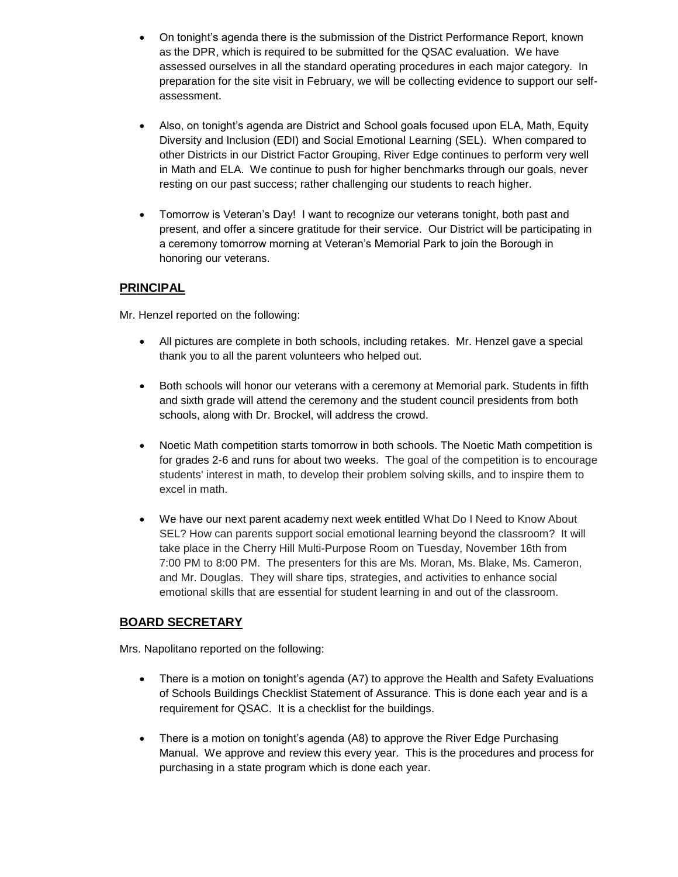- On tonight's agenda there is the submission of the District Performance Report, known as the DPR, which is required to be submitted for the QSAC evaluation. We have assessed ourselves in all the standard operating procedures in each major category. In preparation for the site visit in February, we will be collecting evidence to support our self-assessment.

- Also, on tonight's agenda are District and School goals focused upon ELA, Math, Equity Diversity and Inclusion (EDI) and Social Emotional Learning (SEL). When compared to other Districts in our District Factor Grouping, River Edge continues to perform very well in Math and ELA. We continue to push for higher benchmarks through our goals, never resting on our past success; rather challenging our students to reach higher.

- Tomorrow is Veteran's Day! I want to recognize our veterans tonight, both past and present, and offer a sincere gratitude for their service. Our District will be participating in a ceremony tomorrow morning at Veteran's Memorial Park to join the Borough in honoring our veterans.

## PRINCIPAL

Mr. Henzel reported on the following:

- All pictures are complete in both schools, including retakes. Mr. Henzel gave a special thank you to all the parent volunteers who helped out.

- Both schools will honor our veterans with a ceremony at Memorial park. Students in fifth and sixth grade will attend the ceremony and the student council presidents from both schools, along with Dr. Brockel, will address the crowd.

- Noetic Math competition starts tomorrow in both schools. The Noetic Math competition is for grades 2-6 and runs for about two weeks. The goal of the competition is to encourage students' interest in math, to develop their problem solving skills, and to inspire them to excel in math.

- We have our next parent academy next week entitled What Do I Need to Know About SEL? How can parents support social emotional learning beyond the classroom? It will take place in the Cherry Hill Multi-Purpose Room on Tuesday, November 16th from 7:00 PM to 8:00 PM. The presenters for this are Ms. Moran, Ms. Blake, Ms. Cameron, and Mr. Douglas. They will share tips, strategies, and activities to enhance social emotional skills that are essential for student learning in and out of the classroom.

## BOARD SECRETARY

Mrs. Napolitano reported on the following:

- There is a motion on tonight's agenda (A7) to approve the Health and Safety Evaluations of Schools Buildings Checklist Statement of Assurance. This is done each year and is a requirement for QSAC. It is a checklist for the buildings.

- There is a motion on tonight's agenda (A8) to approve the River Edge Purchasing Manual. We approve and review this every year. This is the procedures and process for purchasing in a state program which is done each year.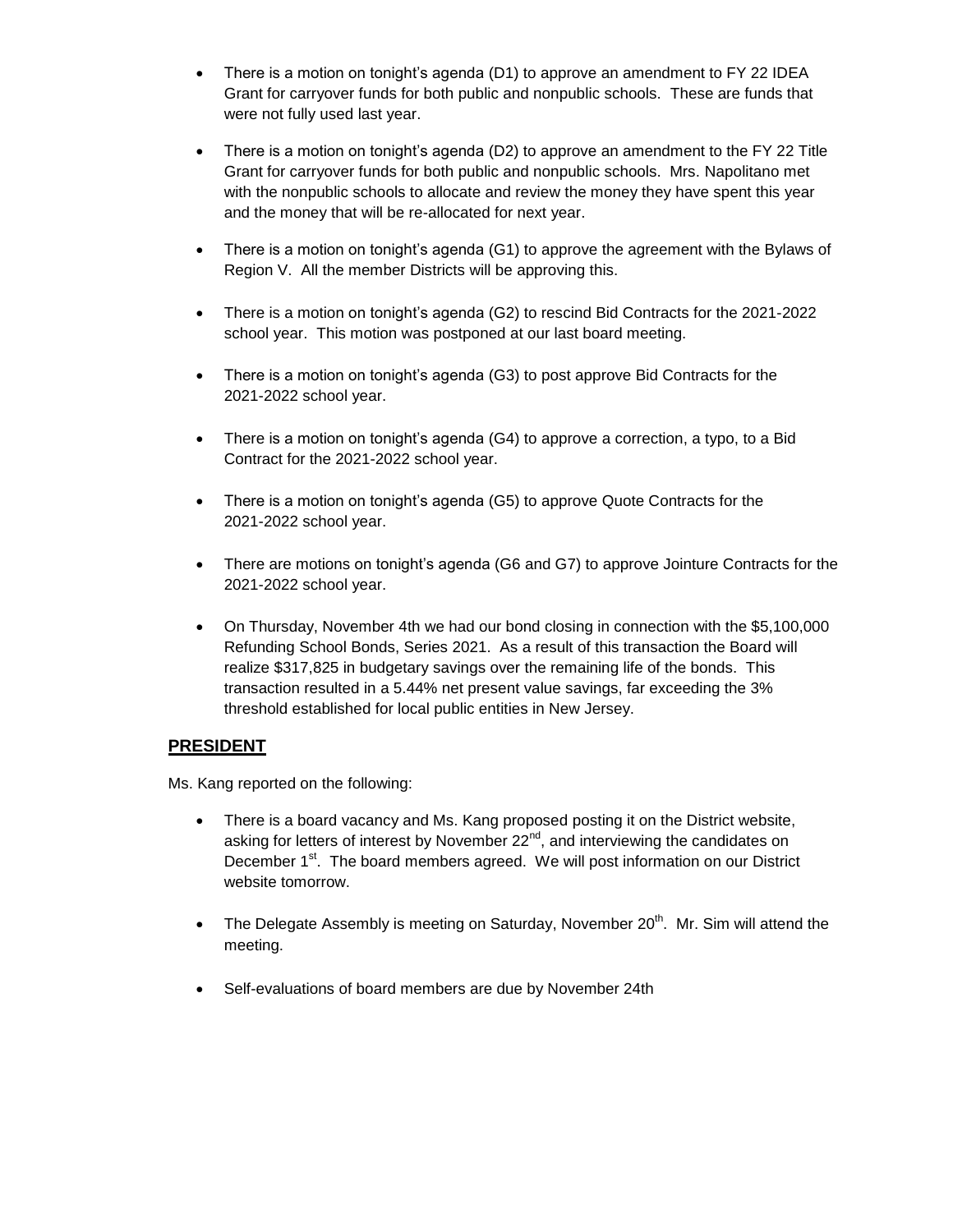- There is a motion on tonight's agenda (D1) to approve an amendment to FY 22 IDEA Grant for carryover funds for both public and nonpublic schools. These are funds that were not fully used last year.

- There is a motion on tonight's agenda (D2) to approve an amendment to the FY 22 Title Grant for carryover funds for both public and nonpublic schools. Mrs. Napolitano met with the nonpublic schools to allocate and review the money they have spent this year and the money that will be re-allocated for next year.

- There is a motion on tonight's agenda (G1) to approve the agreement with the Bylaws of Region V. All the member Districts will be approving this.

- There is a motion on tonight's agenda (G2) to rescind Bid Contracts for the 2021-2022 school year. This motion was postponed at our last board meeting.

- There is a motion on tonight's agenda (G3) to post approve Bid Contracts for the 2021-2022 school year.

- There is a motion on tonight's agenda (G4) to approve a correction, a typo, to a Bid Contract for the 2021-2022 school year.

- There is a motion on tonight's agenda (G5) to approve Quote Contracts for the 2021-2022 school year.

- There are motions on tonight's agenda (G6 and G7) to approve Jointure Contracts for the 2021-2022 school year.

- On Thursday, November 4th we had our bond closing in connection with the $5,100,000 Refunding School Bonds, Series 2021. As a result of this transaction the Board will realize $317,825 in budgetary savings over the remaining life of the bonds. This transaction resulted in a 5.44% net present value savings, far exceeding the 3% threshold established for local public entities in New Jersey.

## PRESIDENT

Ms. Kang reported on the following:

- There is a board vacancy and Ms. Kang proposed posting it on the District website, asking for letters of interest by November 22nd, and interviewing the candidates on December 1st. The board members agreed. We will post information on our District website tomorrow.

- The Delegate Assembly is meeting on Saturday, November 20th. Mr. Sim will attend the meeting.

- Self-evaluations of board members are due by November 24th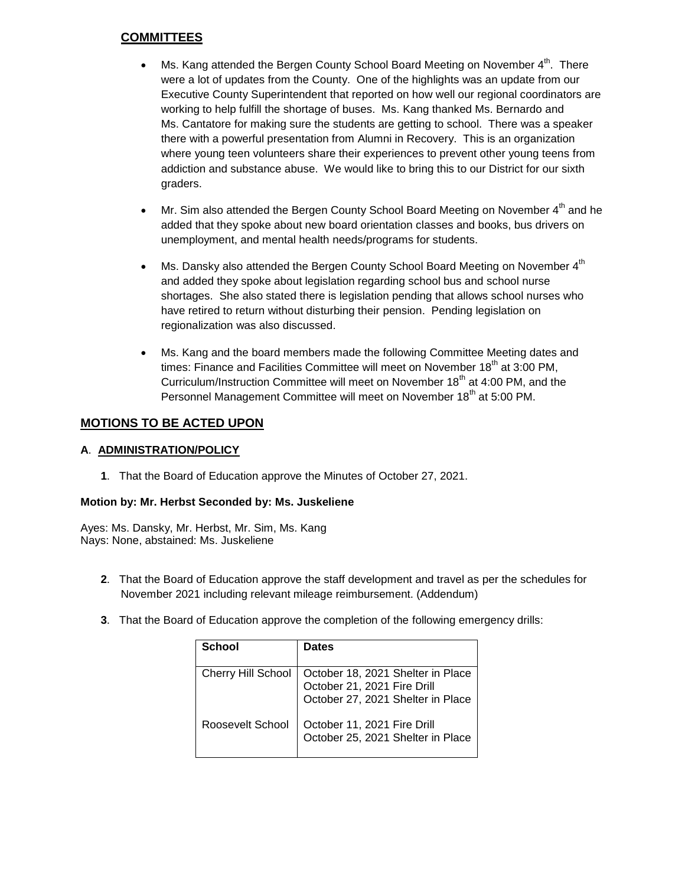## COMMITTEES

- Ms. Kang attended the Bergen County School Board Meeting on November 4th. There were a lot of updates from the County. One of the highlights was an update from our Executive County Superintendent that reported on how well our regional coordinators are working to help fulfill the shortage of buses. Ms. Kang thanked Ms. Bernardo and Ms. Cantatore for making sure the students are getting to school. There was a speaker there with a powerful presentation from Alumni in Recovery. This is an organization where young teen volunteers share their experiences to prevent other young teens from addiction and substance abuse. We would like to bring this to our District for our sixth graders.

- Mr. Sim also attended the Bergen County School Board Meeting on November 4th and he added that they spoke about new board orientation classes and books, bus drivers on unemployment, and mental health needs/programs for students.

- Ms. Dansky also attended the Bergen County School Board Meeting on November 4th and added they spoke about legislation regarding school bus and school nurse shortages. She also stated there is legislation pending that allows school nurses who have retired to return without disturbing their pension. Pending legislation on regionalization was also discussed.

- Ms. Kang and the board members made the following Committee Meeting dates and times: Finance and Facilities Committee will meet on November 18th at 3:00 PM, Curriculum/Instruction Committee will meet on November 18th at 4:00 PM, and the Personnel Management Committee will meet on November 18th at 5:00 PM.

## MOTIONS TO BE ACTED UPON

### A. ADMINISTRATION/POLICY

**1**. That the Board of Education approve the Minutes of October 27, 2021.

**Motion by: Mr. Herbst Seconded by: Ms. Juskeliene**

Ayes: Ms. Dansky, Mr. Herbst, Mr. Sim, Ms. Kang
Nays: None, abstained: Ms. Juskeliene

**2**. That the Board of Education approve the staff development and travel as per the schedules for November 2021 including relevant mileage reimbursement. (Addendum)

**3**. That the Board of Education approve the completion of the following emergency drills:

| School | Dates |
|---|---|
| Cherry Hill School | October 18, 2021 Shelter in Place<br>October 21, 2021 Fire Drill<br>October 27, 2021 Shelter in Place |
| Roosevelt School | October 11, 2021 Fire Drill<br>October 25, 2021 Shelter in Place |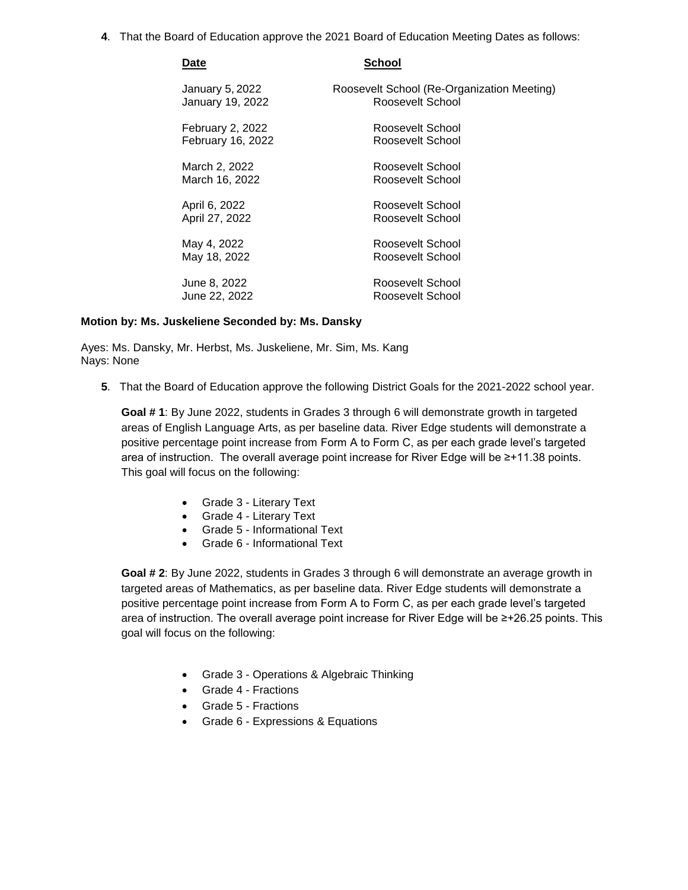**4**. That the Board of Education approve the 2021 Board of Education Meeting Dates as follows:

| Date | School |
|---|---|
| January 5, 2022 | Roosevelt School (Re-Organization Meeting) |
| January 19, 2022 | Roosevelt School |
| February 2, 2022 | Roosevelt School |
| February 16, 2022 | Roosevelt School |
| March 2, 2022 | Roosevelt School |
| March 16, 2022 | Roosevelt School |
| April 6, 2022 | Roosevelt School |
| April 27, 2022 | Roosevelt School |
| May 4, 2022 | Roosevelt School |
| May 18, 2022 | Roosevelt School |
| June 8, 2022 | Roosevelt School |
| June 22, 2022 | Roosevelt School |

**Motion by: Ms. Juskeliene Seconded by: Ms. Dansky**

Ayes: Ms. Dansky, Mr. Herbst, Ms. Juskeliene, Mr. Sim, Ms. Kang
Nays: None

**5**. That the Board of Education approve the following District Goals for the 2021-2022 school year.

**Goal # 1**: By June 2022, students in Grades 3 through 6 will demonstrate growth in targeted areas of English Language Arts, as per baseline data. River Edge students will demonstrate a positive percentage point increase from Form A to Form C, as per each grade level's targeted area of instruction. The overall average point increase for River Edge will be ≥+11.38 points. This goal will focus on the following:

- Grade 3 - Literary Text
- Grade 4 - Literary Text
- Grade 5 - Informational Text
- Grade 6 - Informational Text

**Goal # 2**: By June 2022, students in Grades 3 through 6 will demonstrate an average growth in targeted areas of Mathematics, as per baseline data. River Edge students will demonstrate a positive percentage point increase from Form A to Form C, as per each grade level's targeted area of instruction. The overall average point increase for River Edge will be ≥+26.25 points. This goal will focus on the following:

- Grade 3 - Operations & Algebraic Thinking
- Grade 4 - Fractions
- Grade 5 - Fractions
- Grade 6 - Expressions & Equations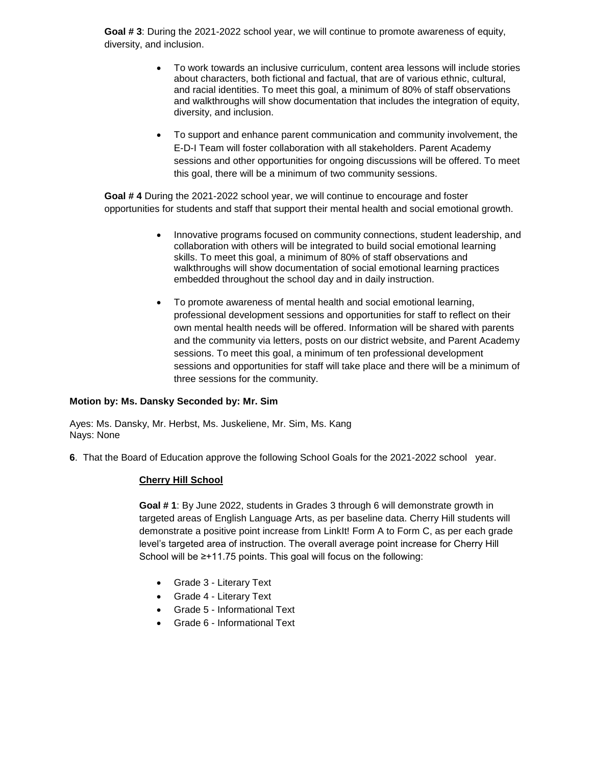**Goal # 3**: During the 2021-2022 school year, we will continue to promote awareness of equity, diversity, and inclusion.

- To work towards an inclusive curriculum, content area lessons will include stories about characters, both fictional and factual, that are of various ethnic, cultural, and racial identities. To meet this goal, a minimum of 80% of staff observations and walkthroughs will show documentation that includes the integration of equity, diversity, and inclusion.
- To support and enhance parent communication and community involvement, the E-D-I Team will foster collaboration with all stakeholders. Parent Academy sessions and other opportunities for ongoing discussions will be offered. To meet this goal, there will be a minimum of two community sessions.

**Goal # 4** During the 2021-2022 school year, we will continue to encourage and foster opportunities for students and staff that support their mental health and social emotional growth.

- Innovative programs focused on community connections, student leadership, and collaboration with others will be integrated to build social emotional learning skills. To meet this goal, a minimum of 80% of staff observations and walkthroughs will show documentation of social emotional learning practices embedded throughout the school day and in daily instruction.
- To promote awareness of mental health and social emotional learning, professional development sessions and opportunities for staff to reflect on their own mental health needs will be offered. Information will be shared with parents and the community via letters, posts on our district website, and Parent Academy sessions. To meet this goal, a minimum of ten professional development sessions and opportunities for staff will take place and there will be a minimum of three sessions for the community.

**Motion by: Ms. Dansky Seconded by: Mr. Sim**

Ayes: Ms. Dansky, Mr. Herbst, Ms. Juskeliene, Mr. Sim, Ms. Kang
Nays: None

**6**. That the Board of Education approve the following School Goals for the 2021-2022 school year.

**Cherry Hill School**

**Goal # 1**: By June 2022, students in Grades 3 through 6 will demonstrate growth in targeted areas of English Language Arts, as per baseline data. Cherry Hill students will demonstrate a positive point increase from LinkIt! Form A to Form C, as per each grade level's targeted area of instruction. The overall average point increase for Cherry Hill School will be ≥+11.75 points. This goal will focus on the following:

- Grade 3 - Literary Text
- Grade 4 - Literary Text
- Grade 5 - Informational Text
- Grade 6 - Informational Text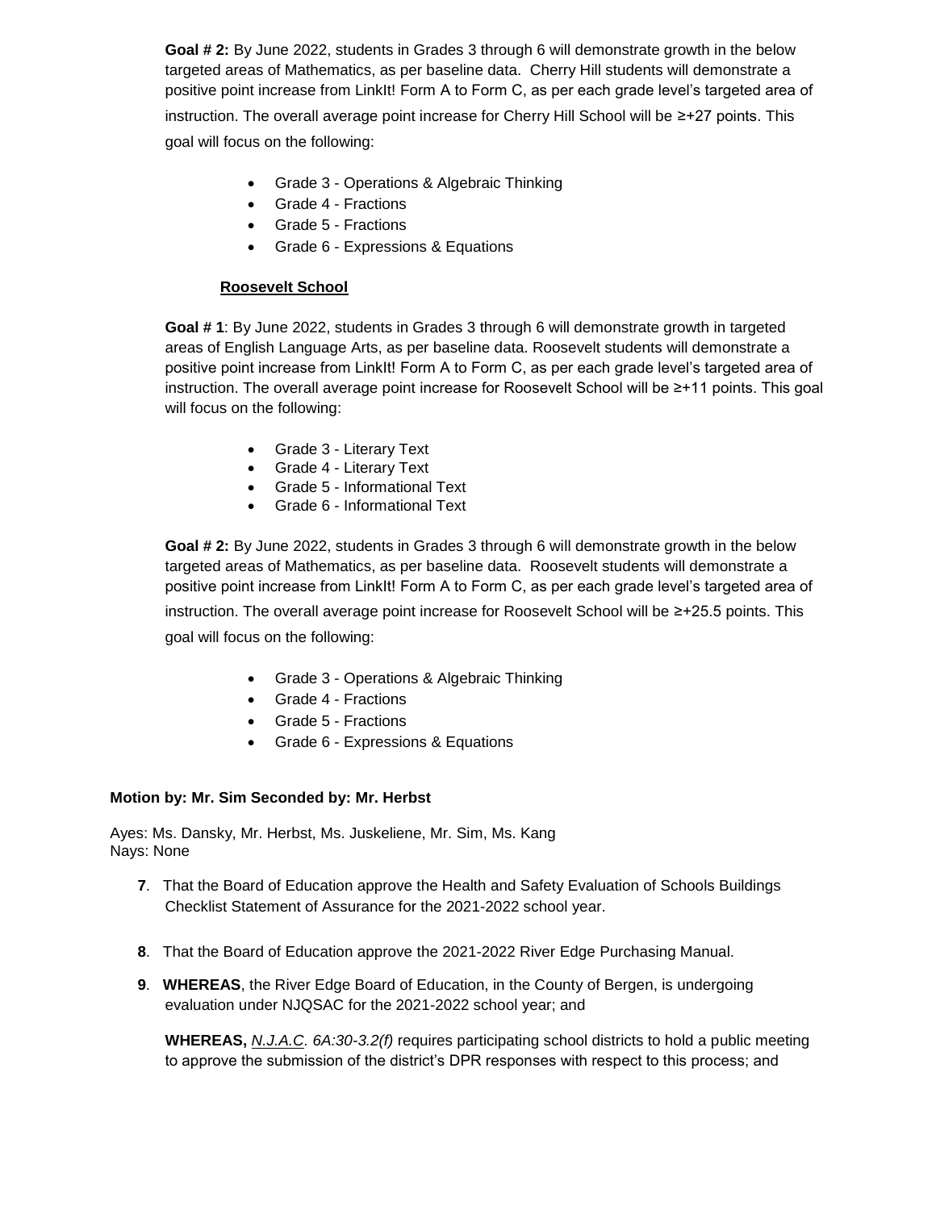**Goal # 2:** By June 2022, students in Grades 3 through 6 will demonstrate growth in the below targeted areas of Mathematics, as per baseline data. Cherry Hill students will demonstrate a positive point increase from LinkIt! Form A to Form C, as per each grade level's targeted area of instruction. The overall average point increase for Cherry Hill School will be ≥+27 points. This goal will focus on the following:

- Grade 3 - Operations & Algebraic Thinking
- Grade 4 - Fractions
- Grade 5 - Fractions
- Grade 6 - Expressions & Equations

**Roosevelt School**

**Goal # 1**: By June 2022, students in Grades 3 through 6 will demonstrate growth in targeted areas of English Language Arts, as per baseline data. Roosevelt students will demonstrate a positive point increase from LinkIt! Form A to Form C, as per each grade level's targeted area of instruction. The overall average point increase for Roosevelt School will be ≥+11 points. This goal will focus on the following:

- Grade 3 - Literary Text
- Grade 4 - Literary Text
- Grade 5 - Informational Text
- Grade 6 - Informational Text

**Goal # 2:** By June 2022, students in Grades 3 through 6 will demonstrate growth in the below targeted areas of Mathematics, as per baseline data. Roosevelt students will demonstrate a positive point increase from LinkIt! Form A to Form C, as per each grade level's targeted area of instruction. The overall average point increase for Roosevelt School will be ≥+25.5 points. This goal will focus on the following:

- Grade 3 - Operations & Algebraic Thinking
- Grade 4 - Fractions
- Grade 5 - Fractions
- Grade 6 - Expressions & Equations

**Motion by: Mr. Sim Seconded by: Mr. Herbst**

Ayes: Ms. Dansky, Mr. Herbst, Ms. Juskeliene, Mr. Sim, Ms. Kang
Nays: None

**7**. That the Board of Education approve the Health and Safety Evaluation of Schools Buildings Checklist Statement of Assurance for the 2021-2022 school year.

**8**. That the Board of Education approve the 2021-2022 River Edge Purchasing Manual.

**9**. **WHEREAS**, the River Edge Board of Education, in the County of Bergen, is undergoing evaluation under NJQSAC for the 2021-2022 school year; and

**WHEREAS,** *N.J.A.C. 6A:30-3.2(f)* requires participating school districts to hold a public meeting to approve the submission of the district's DPR responses with respect to this process; and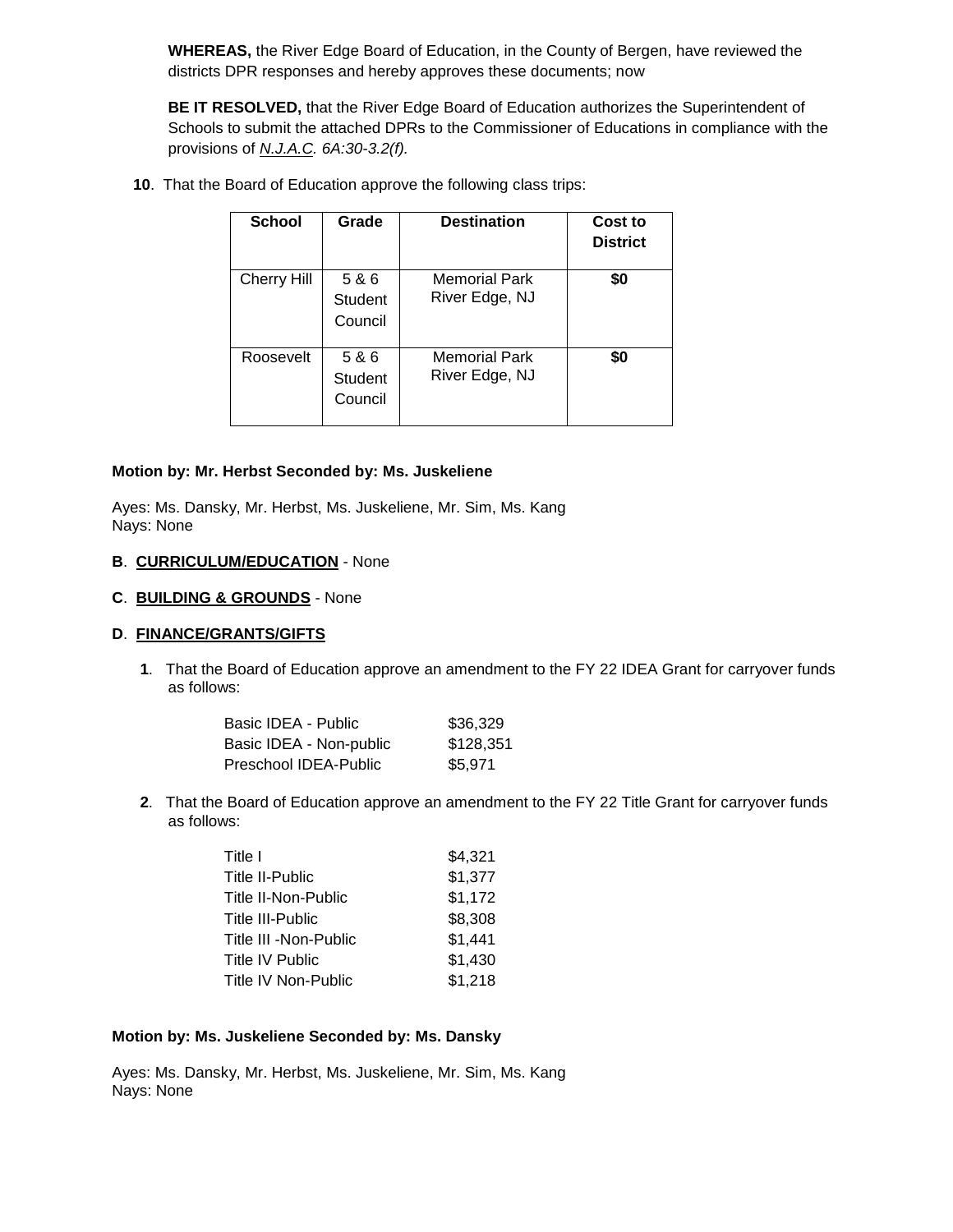**WHEREAS,** the River Edge Board of Education, in the County of Bergen, have reviewed the districts DPR responses and hereby approves these documents; now

**BE IT RESOLVED,** that the River Edge Board of Education authorizes the Superintendent of Schools to submit the attached DPRs to the Commissioner of Educations in compliance with the provisions of *N.J.A.C. 6A:30-3.2(f).*

**10**. That the Board of Education approve the following class trips:

| School | Grade | Destination | Cost to District |
|---|---|---|---|
| Cherry Hill | 5 & 6 Student Council | Memorial Park River Edge, NJ | **$0** |
| Roosevelt | 5 & 6 Student Council | Memorial Park River Edge, NJ | **$0** |

**Motion by: Mr. Herbst Seconded by: Ms. Juskeliene**

Ayes: Ms. Dansky, Mr. Herbst, Ms. Juskeliene, Mr. Sim, Ms. Kang
Nays: None

**B**. **CURRICULUM/EDUCATION** - None

**C**. **BUILDING & GROUNDS** - None

**D**. **FINANCE/GRANTS/GIFTS**

**1**. That the Board of Education approve an amendment to the FY 22 IDEA Grant for carryover funds as follows:

| | |
|---|---|
| Basic IDEA - Public | $36,329 |
| Basic IDEA - Non-public | $128,351 |
| Preschool IDEA-Public | $5,971 |

**2**. That the Board of Education approve an amendment to the FY 22 Title Grant for carryover funds as follows:

| | |
|---|---|
| Title I | $4,321 |
| Title II-Public | $1,377 |
| Title II-Non-Public | $1,172 |
| Title III-Public | $8,308 |
| Title III -Non-Public | $1,441 |
| Title IV Public | $1,430 |
| Title IV Non-Public | $1,218 |

**Motion by: Ms. Juskeliene Seconded by: Ms. Dansky**

Ayes: Ms. Dansky, Mr. Herbst, Ms. Juskeliene, Mr. Sim, Ms. Kang
Nays: None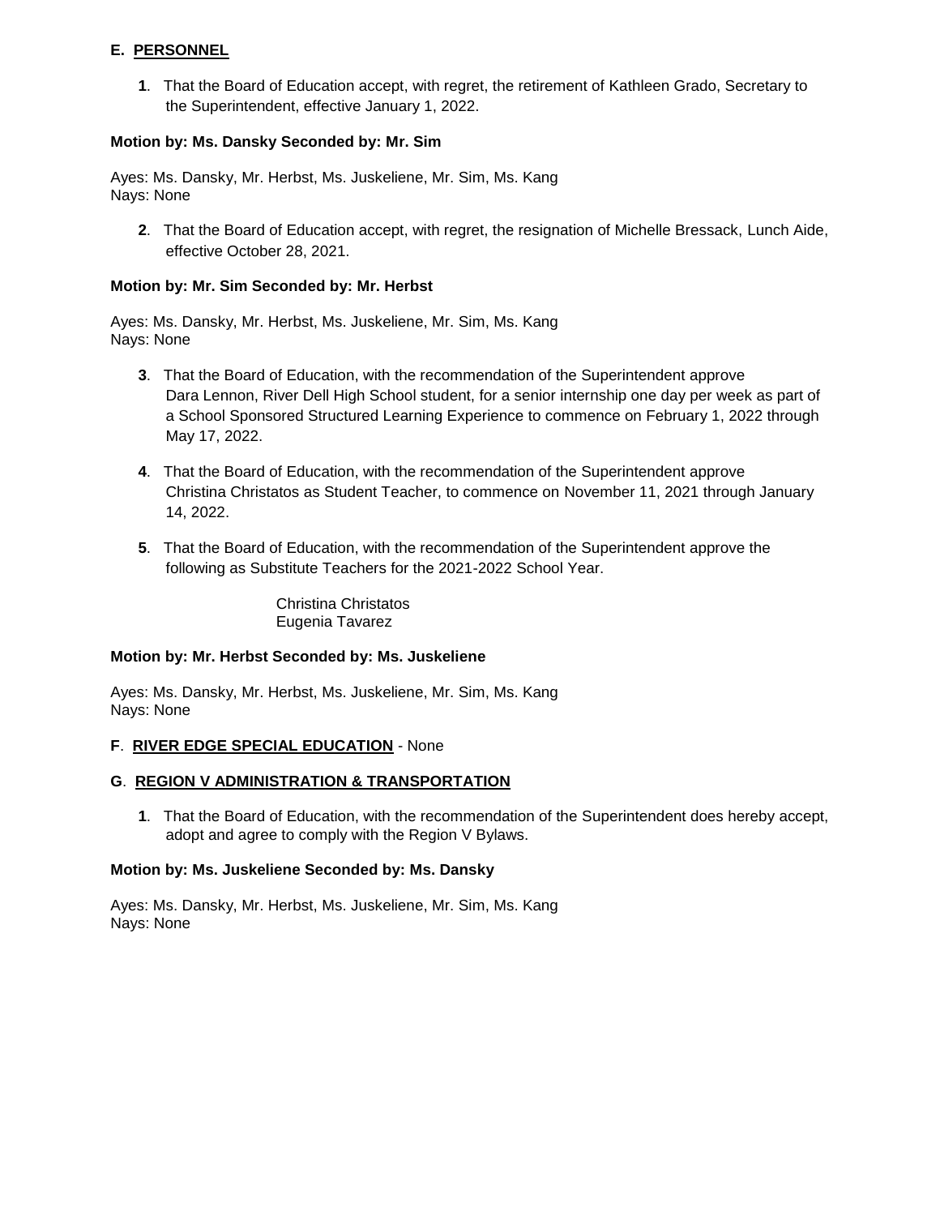**E. PERSONNEL**

1. That the Board of Education accept, with regret, the retirement of Kathleen Grado, Secretary to the Superintendent, effective January 1, 2022.

**Motion by: Ms. Dansky Seconded by: Mr. Sim**

Ayes: Ms. Dansky, Mr. Herbst, Ms. Juskeliene, Mr. Sim, Ms. Kang
Nays: None

2. That the Board of Education accept, with regret, the resignation of Michelle Bressack, Lunch Aide, effective October 28, 2021.

**Motion by: Mr. Sim Seconded by: Mr. Herbst**

Ayes: Ms. Dansky, Mr. Herbst, Ms. Juskeliene, Mr. Sim, Ms. Kang
Nays: None

3. That the Board of Education, with the recommendation of the Superintendent approve Dara Lennon, River Dell High School student, for a senior internship one day per week as part of a School Sponsored Structured Learning Experience to commence on February 1, 2022 through May 17, 2022.

4. That the Board of Education, with the recommendation of the Superintendent approve Christina Christatos as Student Teacher, to commence on November 11, 2021 through January 14, 2022.

5. That the Board of Education, with the recommendation of the Superintendent approve the following as Substitute Teachers for the 2021-2022 School Year.

   Christina Christatos
   Eugenia Tavarez

**Motion by: Mr. Herbst Seconded by: Ms. Juskeliene**

Ayes: Ms. Dansky, Mr. Herbst, Ms. Juskeliene, Mr. Sim, Ms. Kang
Nays: None

**F. RIVER EDGE SPECIAL EDUCATION** - None

**G. REGION V ADMINISTRATION & TRANSPORTATION**

1. That the Board of Education, with the recommendation of the Superintendent does hereby accept, adopt and agree to comply with the Region V Bylaws.

**Motion by: Ms. Juskeliene Seconded by: Ms. Dansky**

Ayes: Ms. Dansky, Mr. Herbst, Ms. Juskeliene, Mr. Sim, Ms. Kang
Nays: None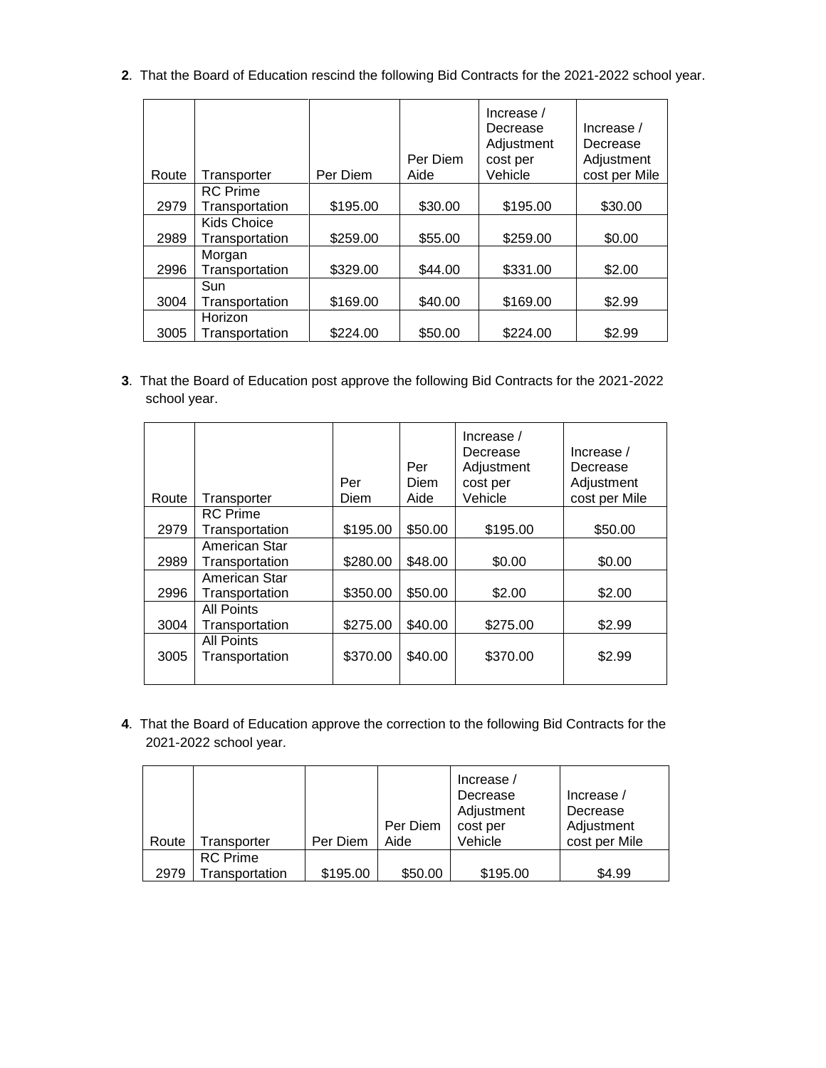**2**. That the Board of Education rescind the following Bid Contracts for the 2021-2022 school year.

| Route | Transporter | Per Diem | Per Diem Aide | Increase / Decrease Adjustment cost per Vehicle | Increase / Decrease Adjustment cost per Mile |
|---|---|---|---|---|---|
| 2979 | RC Prime Transportation | $195.00 | $30.00 | $195.00 | $30.00 |
| 2989 | Kids Choice Transportation | $259.00 | $55.00 | $259.00 | $0.00 |
| 2996 | Morgan Transportation | $329.00 | $44.00 | $331.00 | $2.00 |
| 3004 | Sun Transportation | $169.00 | $40.00 | $169.00 | $2.99 |
| 3005 | Horizon Transportation | $224.00 | $50.00 | $224.00 | $2.99 |

**3**. That the Board of Education post approve the following Bid Contracts for the 2021-2022 school year.

| Route | Transporter | Per Diem | Per Diem Aide | Increase / Decrease Adjustment cost per Vehicle | Increase / Decrease Adjustment cost per Mile |
|---|---|---|---|---|---|
| 2979 | RC Prime Transportation | $195.00 | $50.00 | $195.00 | $50.00 |
| 2989 | American Star Transportation | $280.00 | $48.00 | $0.00 | $0.00 |
| 2996 | American Star Transportation | $350.00 | $50.00 | $2.00 | $2.00 |
| 3004 | All Points Transportation | $275.00 | $40.00 | $275.00 | $2.99 |
| 3005 | All Points Transportation | $370.00 | $40.00 | $370.00 | $2.99 |

**4**. That the Board of Education approve the correction to the following Bid Contracts for the 2021-2022 school year.

| Route | Transporter | Per Diem | Per Diem Aide | Increase / Decrease Adjustment cost per Vehicle | Increase / Decrease Adjustment cost per Mile |
|---|---|---|---|---|---|
| 2979 | RC Prime Transportation | $195.00 | $50.00 | $195.00 | $4.99 |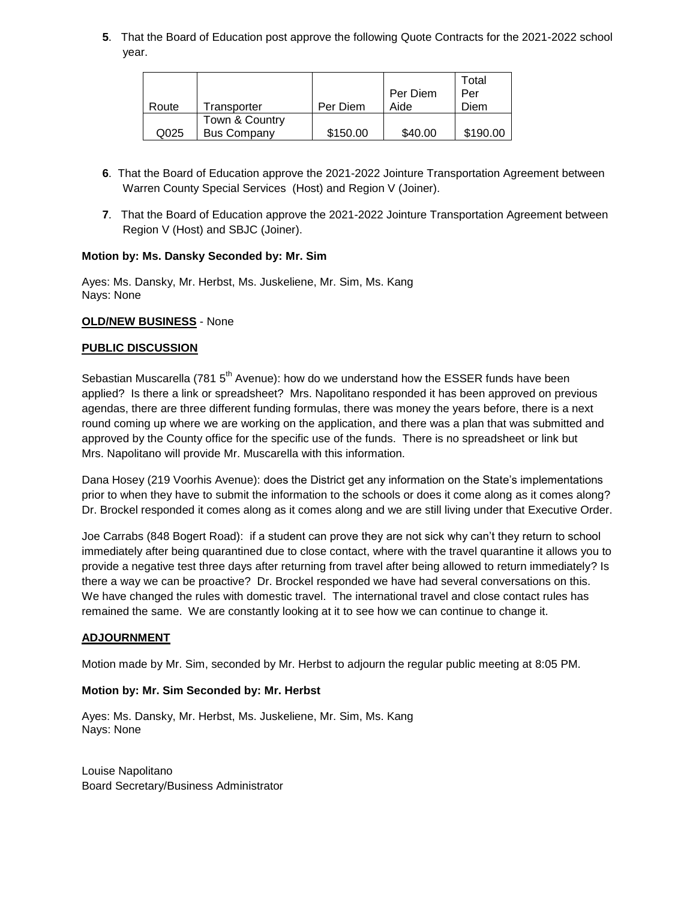**5**. That the Board of Education post approve the following Quote Contracts for the 2021-2022 school year.

| Route | Transporter | Per Diem | Per Diem Aide | Total Per Diem |
|---|---|---|---|---|
| Q025 | Town & Country Bus Company | $150.00 | $40.00 | $190.00 |

**6**. That the Board of Education approve the 2021-2022 Jointure Transportation Agreement between Warren County Special Services (Host) and Region V (Joiner).

**7**. That the Board of Education approve the 2021-2022 Jointure Transportation Agreement between Region V (Host) and SBJC (Joiner).

**Motion by: Ms. Dansky Seconded by: Mr. Sim**

Ayes: Ms. Dansky, Mr. Herbst, Ms. Juskeliene, Mr. Sim, Ms. Kang
Nays: None

**OLD/NEW BUSINESS** - None

**PUBLIC DISCUSSION**

Sebastian Muscarella (781 5th Avenue): how do we understand how the ESSER funds have been applied? Is there a link or spreadsheet? Mrs. Napolitano responded it has been approved on previous agendas, there are three different funding formulas, there was money the years before, there is a next round coming up where we are working on the application, and there was a plan that was submitted and approved by the County office for the specific use of the funds. There is no spreadsheet or link but Mrs. Napolitano will provide Mr. Muscarella with this information.

Dana Hosey (219 Voorhis Avenue): does the District get any information on the State's implementations prior to when they have to submit the information to the schools or does it come along as it comes along? Dr. Brockel responded it comes along as it comes along and we are still living under that Executive Order.

Joe Carrabs (848 Bogert Road): if a student can prove they are not sick why can't they return to school immediately after being quarantined due to close contact, where with the travel quarantine it allows you to provide a negative test three days after returning from travel after being allowed to return immediately? Is there a way we can be proactive? Dr. Brockel responded we have had several conversations on this. We have changed the rules with domestic travel. The international travel and close contact rules has remained the same. We are constantly looking at it to see how we can continue to change it.

**ADJOURNMENT**

Motion made by Mr. Sim, seconded by Mr. Herbst to adjourn the regular public meeting at 8:05 PM.

**Motion by: Mr. Sim Seconded by: Mr. Herbst**

Ayes: Ms. Dansky, Mr. Herbst, Ms. Juskeliene, Mr. Sim, Ms. Kang
Nays: None

Louise Napolitano
Board Secretary/Business Administrator